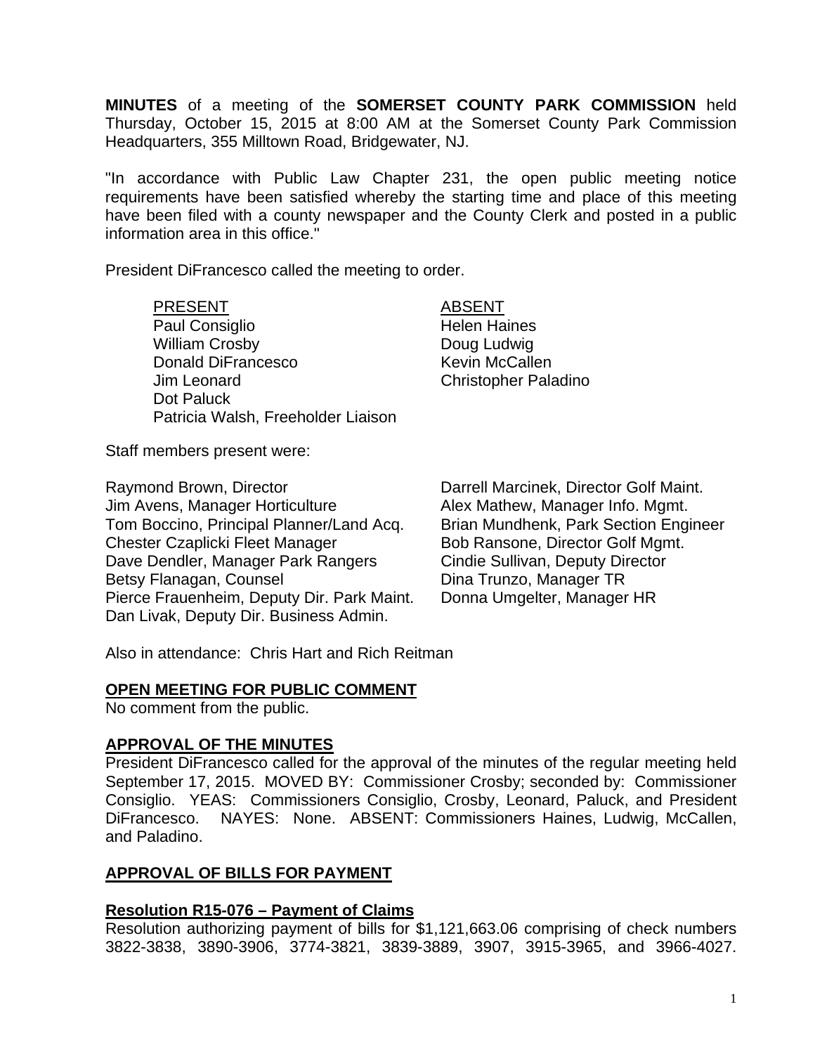**MINUTES** of a meeting of the **SOMERSET COUNTY PARK COMMISSION** held Thursday, October 15, 2015 at 8:00 AM at the Somerset County Park Commission Headquarters, 355 Milltown Road, Bridgewater, NJ.

"In accordance with Public Law Chapter 231, the open public meeting notice requirements have been satisfied whereby the starting time and place of this meeting have been filed with a county newspaper and the County Clerk and posted in a public information area in this office."

President DiFrancesco called the meeting to order.

| PRESENT | ABSENT |
|---|---|
| Paul Consiglio | Helen Haines |
| William Crosby | Doug Ludwig |
| Donald DiFrancesco | Kevin McCallen |
| Jim Leonard | Christopher Paladino |
| Dot Paluck | |
| Patricia Walsh, Freeholder Liaison | |

Staff members present were:

Raymond Brown, Director
Jim Avens, Manager Horticulture
Tom Boccino, Principal Planner/Land Acq.
Chester Czaplicki Fleet Manager
Dave Dendler, Manager Park Rangers
Betsy Flanagan, Counsel
Pierce Frauenheim, Deputy Dir. Park Maint.
Dan Livak, Deputy Dir. Business Admin.
Darrell Marcinek, Director Golf Maint.
Alex Mathew, Manager Info. Mgmt.
Brian Mundhenk, Park Section Engineer
Bob Ransone, Director Golf Mgmt.
Cindie Sullivan, Deputy Director
Dina Trunzo, Manager TR
Donna Umgelter, Manager HR

Also in attendance: Chris Hart and Rich Reitman

## OPEN MEETING FOR PUBLIC COMMENT

No comment from the public.

## APPROVAL OF THE MINUTES

President DiFrancesco called for the approval of the minutes of the regular meeting held September 17, 2015. MOVED BY: Commissioner Crosby; seconded by: Commissioner Consiglio. YEAS: Commissioners Consiglio, Crosby, Leonard, Paluck, and President DiFrancesco. NAYES: None. ABSENT: Commissioners Haines, Ludwig, McCallen, and Paladino.

## APPROVAL OF BILLS FOR PAYMENT

### Resolution R15-076 – Payment of Claims

Resolution authorizing payment of bills for $1,121,663.06 comprising of check numbers 3822-3838, 3890-3906, 3774-3821, 3839-3889, 3907, 3915-3965, and 3966-4027.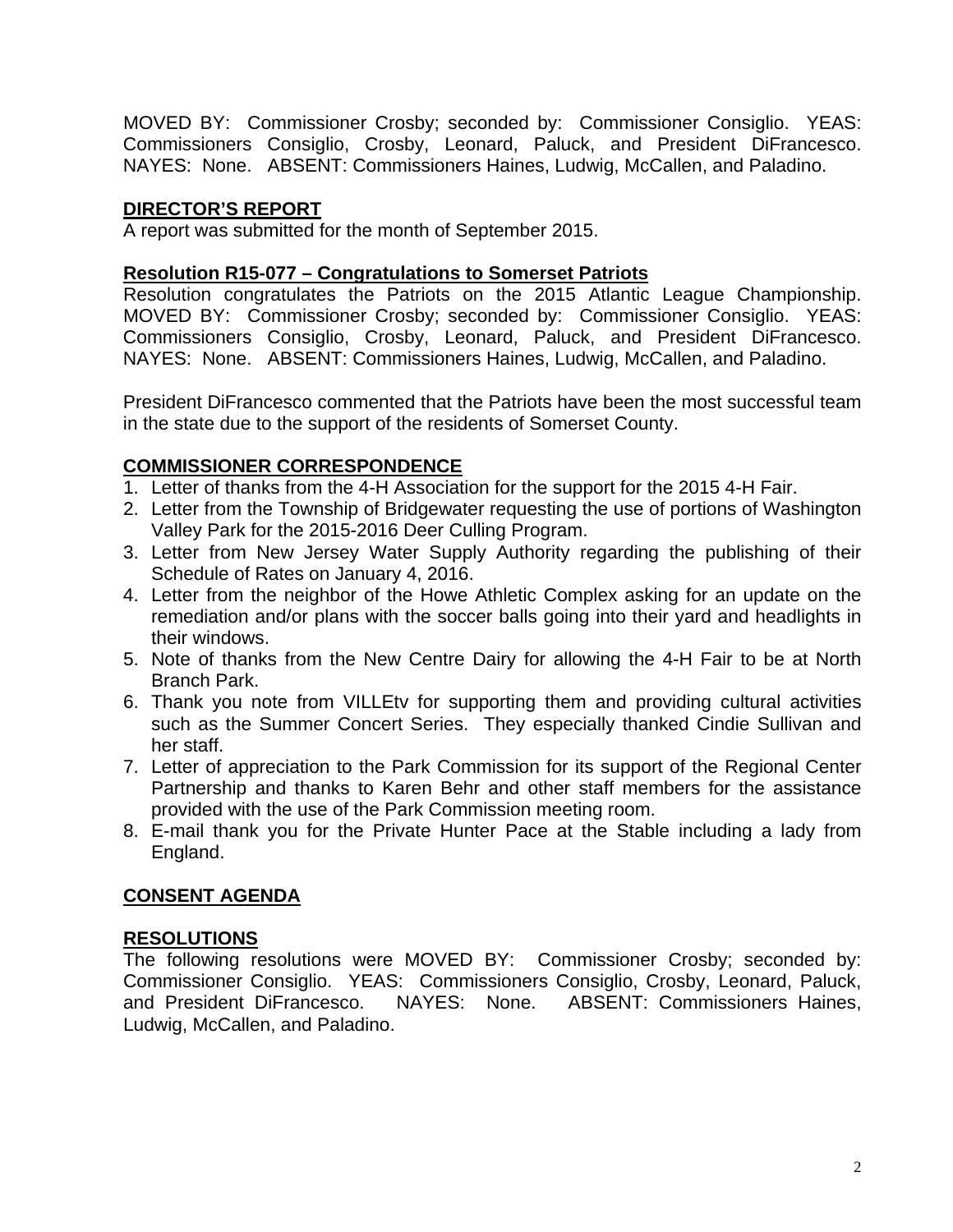MOVED BY: Commissioner Crosby; seconded by: Commissioner Consiglio. YEAS: Commissioners Consiglio, Crosby, Leonard, Paluck, and President DiFrancesco. NAYES: None. ABSENT: Commissioners Haines, Ludwig, McCallen, and Paladino.

**DIRECTOR'S REPORT**

A report was submitted for the month of September 2015.

**Resolution R15-077 – Congratulations to Somerset Patriots**

Resolution congratulates the Patriots on the 2015 Atlantic League Championship. MOVED BY: Commissioner Crosby; seconded by: Commissioner Consiglio. YEAS: Commissioners Consiglio, Crosby, Leonard, Paluck, and President DiFrancesco. NAYES: None. ABSENT: Commissioners Haines, Ludwig, McCallen, and Paladino.

President DiFrancesco commented that the Patriots have been the most successful team in the state due to the support of the residents of Somerset County.

**COMMISSIONER CORRESPONDENCE**

1. Letter of thanks from the 4-H Association for the support for the 2015 4-H Fair.
2. Letter from the Township of Bridgewater requesting the use of portions of Washington Valley Park for the 2015-2016 Deer Culling Program.
3. Letter from New Jersey Water Supply Authority regarding the publishing of their Schedule of Rates on January 4, 2016.
4. Letter from the neighbor of the Howe Athletic Complex asking for an update on the remediation and/or plans with the soccer balls going into their yard and headlights in their windows.
5. Note of thanks from the New Centre Dairy for allowing the 4-H Fair to be at North Branch Park.
6. Thank you note from VILLEtv for supporting them and providing cultural activities such as the Summer Concert Series. They especially thanked Cindie Sullivan and her staff.
7. Letter of appreciation to the Park Commission for its support of the Regional Center Partnership and thanks to Karen Behr and other staff members for the assistance provided with the use of the Park Commission meeting room.
8. E-mail thank you for the Private Hunter Pace at the Stable including a lady from England.

**CONSENT AGENDA**

**RESOLUTIONS**

The following resolutions were MOVED BY: Commissioner Crosby; seconded by: Commissioner Consiglio. YEAS: Commissioners Consiglio, Crosby, Leonard, Paluck, and President DiFrancesco. NAYES: None. ABSENT: Commissioners Haines, Ludwig, McCallen, and Paladino.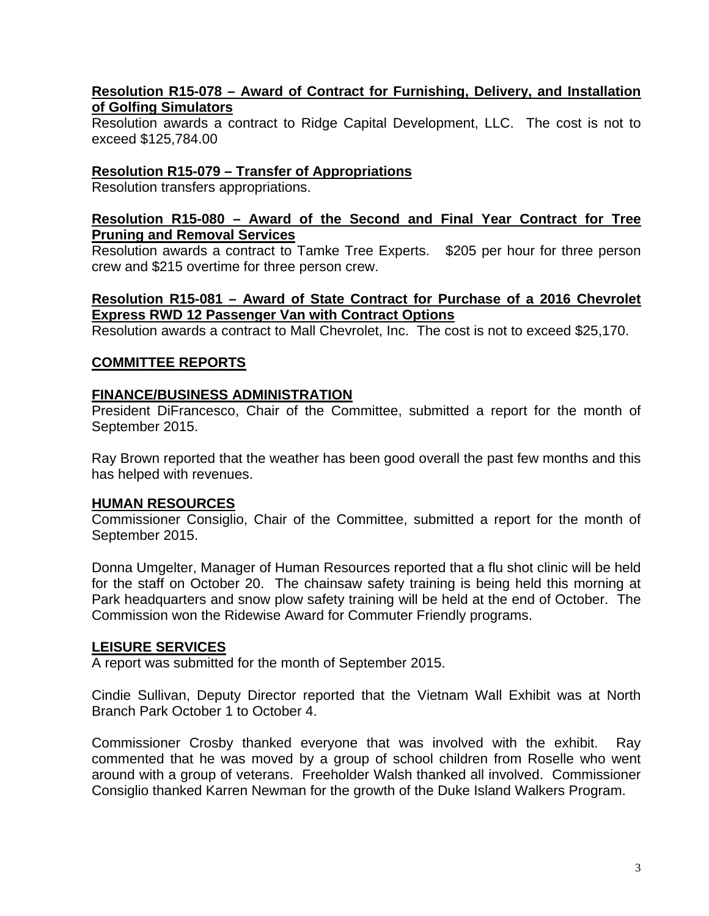**Resolution R15-078 – Award of Contract for Furnishing, Delivery, and Installation of Golfing Simulators**

Resolution awards a contract to Ridge Capital Development, LLC. The cost is not to exceed $125,784.00

**Resolution R15-079 – Transfer of Appropriations**

Resolution transfers appropriations.

**Resolution R15-080 – Award of the Second and Final Year Contract for Tree Pruning and Removal Services**

Resolution awards a contract to Tamke Tree Experts. $205 per hour for three person crew and $215 overtime for three person crew.

**Resolution R15-081 – Award of State Contract for Purchase of a 2016 Chevrolet Express RWD 12 Passenger Van with Contract Options**

Resolution awards a contract to Mall Chevrolet, Inc. The cost is not to exceed $25,170.

## COMMITTEE REPORTS

### FINANCE/BUSINESS ADMINISTRATION

President DiFrancesco, Chair of the Committee, submitted a report for the month of September 2015.

Ray Brown reported that the weather has been good overall the past few months and this has helped with revenues.

### HUMAN RESOURCES

Commissioner Consiglio, Chair of the Committee, submitted a report for the month of September 2015.

Donna Umgelter, Manager of Human Resources reported that a flu shot clinic will be held for the staff on October 20. The chainsaw safety training is being held this morning at Park headquarters and snow plow safety training will be held at the end of October. The Commission won the Ridewise Award for Commuter Friendly programs.

### LEISURE SERVICES

A report was submitted for the month of September 2015.

Cindie Sullivan, Deputy Director reported that the Vietnam Wall Exhibit was at North Branch Park October 1 to October 4.

Commissioner Crosby thanked everyone that was involved with the exhibit. Ray commented that he was moved by a group of school children from Roselle who went around with a group of veterans. Freeholder Walsh thanked all involved. Commissioner Consiglio thanked Karren Newman for the growth of the Duke Island Walkers Program.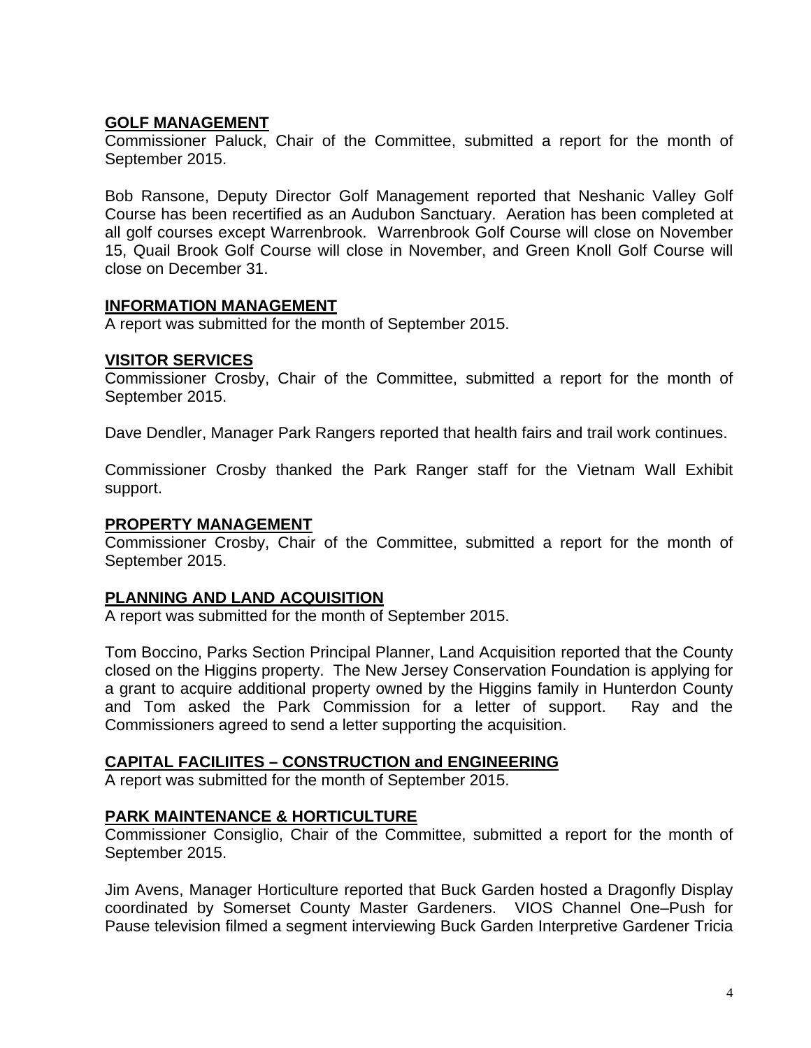**GOLF MANAGEMENT**

Commissioner Paluck, Chair of the Committee, submitted a report for the month of September 2015.

Bob Ransone, Deputy Director Golf Management reported that Neshanic Valley Golf Course has been recertified as an Audubon Sanctuary. Aeration has been completed at all golf courses except Warrenbrook. Warrenbrook Golf Course will close on November 15, Quail Brook Golf Course will close in November, and Green Knoll Golf Course will close on December 31.

**INFORMATION MANAGEMENT**

A report was submitted for the month of September 2015.

**VISITOR SERVICES**

Commissioner Crosby, Chair of the Committee, submitted a report for the month of September 2015.

Dave Dendler, Manager Park Rangers reported that health fairs and trail work continues.

Commissioner Crosby thanked the Park Ranger staff for the Vietnam Wall Exhibit support.

**PROPERTY MANAGEMENT**

Commissioner Crosby, Chair of the Committee, submitted a report for the month of September 2015.

**PLANNING AND LAND ACQUISITION**

A report was submitted for the month of September 2015.

Tom Boccino, Parks Section Principal Planner, Land Acquisition reported that the County closed on the Higgins property. The New Jersey Conservation Foundation is applying for a grant to acquire additional property owned by the Higgins family in Hunterdon County and Tom asked the Park Commission for a letter of support. Ray and the Commissioners agreed to send a letter supporting the acquisition.

**CAPITAL FACILIITES – CONSTRUCTION and ENGINEERING**

A report was submitted for the month of September 2015.

**PARK MAINTENANCE & HORTICULTURE**

Commissioner Consiglio, Chair of the Committee, submitted a report for the month of September 2015.

Jim Avens, Manager Horticulture reported that Buck Garden hosted a Dragonfly Display coordinated by Somerset County Master Gardeners. VIOS Channel One–Push for Pause television filmed a segment interviewing Buck Garden Interpretive Gardener Tricia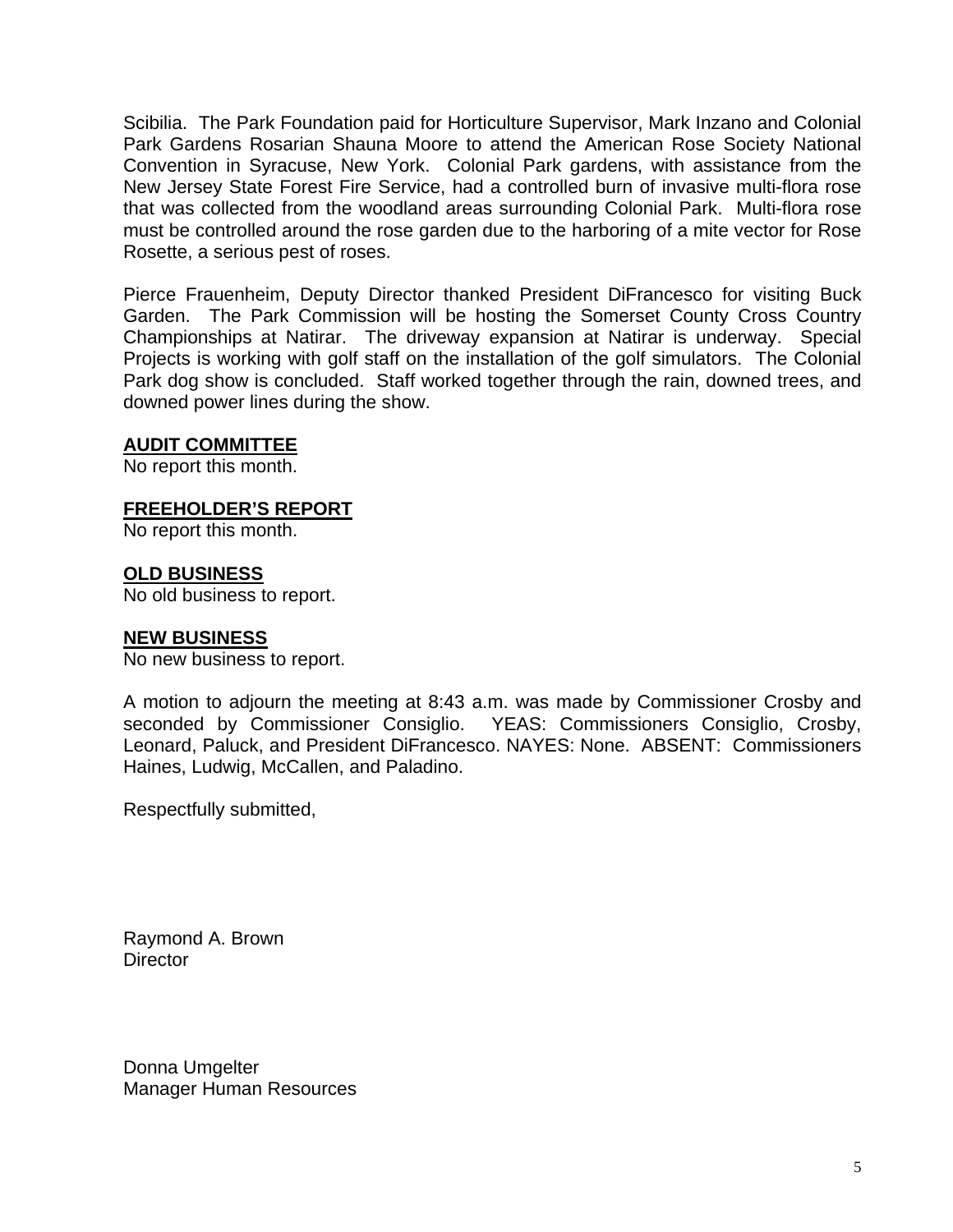Scibilia. The Park Foundation paid for Horticulture Supervisor, Mark Inzano and Colonial Park Gardens Rosarian Shauna Moore to attend the American Rose Society National Convention in Syracuse, New York. Colonial Park gardens, with assistance from the New Jersey State Forest Fire Service, had a controlled burn of invasive multi-flora rose that was collected from the woodland areas surrounding Colonial Park. Multi-flora rose must be controlled around the rose garden due to the harboring of a mite vector for Rose Rosette, a serious pest of roses.

Pierce Frauenheim, Deputy Director thanked President DiFrancesco for visiting Buck Garden. The Park Commission will be hosting the Somerset County Cross Country Championships at Natirar. The driveway expansion at Natirar is underway. Special Projects is working with golf staff on the installation of the golf simulators. The Colonial Park dog show is concluded. Staff worked together through the rain, downed trees, and downed power lines during the show.

**AUDIT COMMITTEE**

No report this month.

**FREEHOLDER'S REPORT**

No report this month.

**OLD BUSINESS**

No old business to report.

**NEW BUSINESS**

No new business to report.

A motion to adjourn the meeting at 8:43 a.m. was made by Commissioner Crosby and seconded by Commissioner Consiglio. YEAS: Commissioners Consiglio, Crosby, Leonard, Paluck, and President DiFrancesco. NAYES: None. ABSENT: Commissioners Haines, Ludwig, McCallen, and Paladino.

Respectfully submitted,

Raymond A. Brown
Director

Donna Umgelter
Manager Human Resources